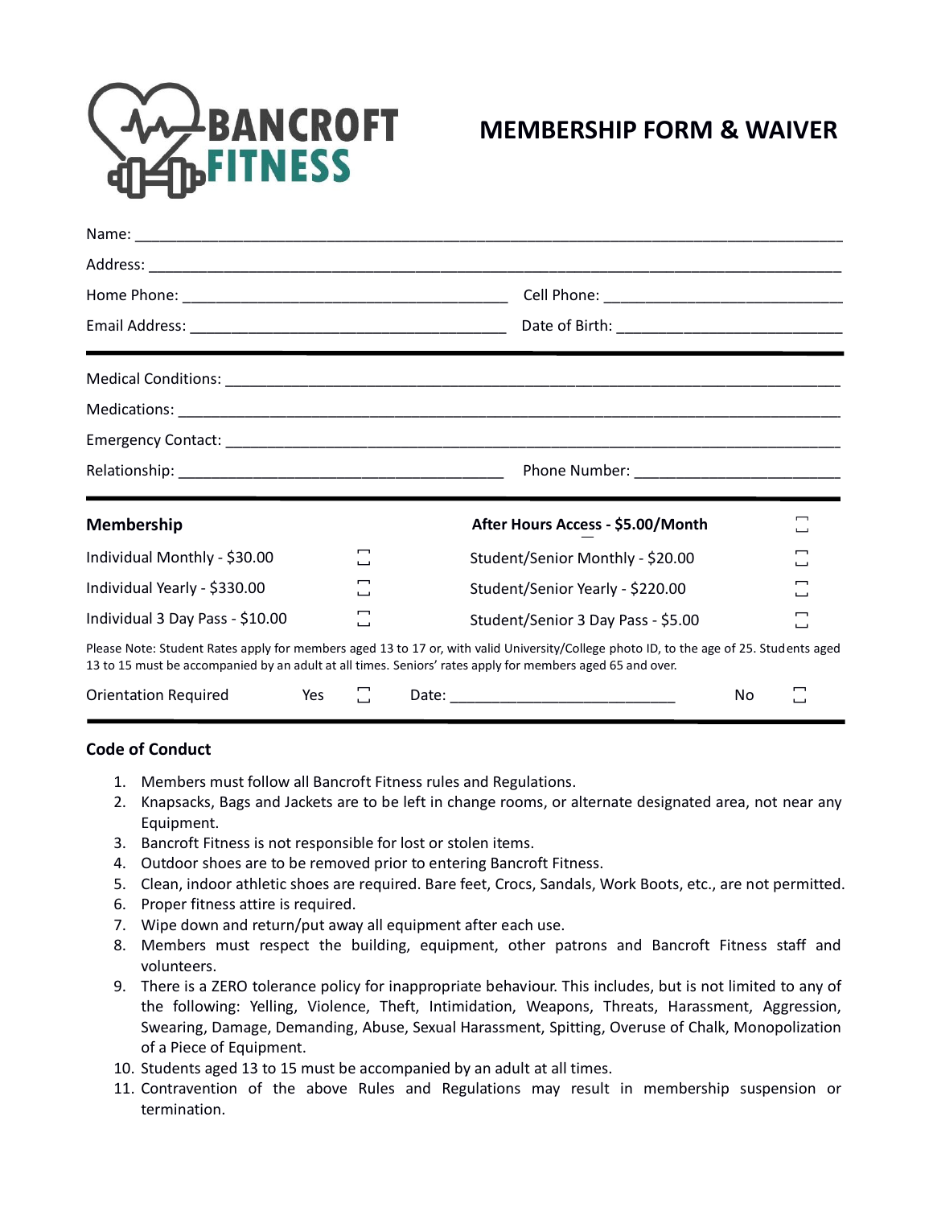BANCROFT FITNESS

# MEMBERSHIP FORM & WAIVER

Name: ___________________________________________________________________________

Address: _________________________________________________________________________

Home Phone: ____________________________________ Cell Phone: ___________________________

Email Address: ___________________________________ Date of Birth: _________________________

---

Medical Conditions: _______________________________________________________________

Medications: _____________________________________________________________________

Emergency Contact: _______________________________________________________________

Relationship: ____________________________________ Phone Number: ________________________

---

| **Membership** | | **After Hours Access - $5.00/Month** | ☐ |
|---|---|---|---|
| Individual Monthly - $30.00 | ☐ | Student/Senior Monthly - $20.00 | ☐ |
| Individual Yearly - $330.00 | ☐ | Student/Senior Yearly - $220.00 | ☐ |
| Individual 3 Day Pass - $10.00 | ☐ | Student/Senior 3 Day Pass - $5.00 | ☐ |

Please Note: Student Rates apply for members aged 13 to 17 or, with valid University/College photo ID, to the age of 25. Students aged 13 to 15 must be accompanied by an adult at all times. Seniors' rates apply for members aged 65 and over.

Orientation Required Yes ☐ Date: ___________________________ No ☐

---

## Code of Conduct

1. Members must follow all Bancroft Fitness rules and Regulations.
2. Knapsacks, Bags and Jackets are to be left in change rooms, or alternate designated area, not near any Equipment.
3. Bancroft Fitness is not responsible for lost or stolen items.
4. Outdoor shoes are to be removed prior to entering Bancroft Fitness.
5. Clean, indoor athletic shoes are required. Bare feet, Crocs, Sandals, Work Boots, etc., are not permitted.
6. Proper fitness attire is required.
7. Wipe down and return/put away all equipment after each use.
8. Members must respect the building, equipment, other patrons and Bancroft Fitness staff and volunteers.
9. There is a ZERO tolerance policy for inappropriate behaviour. This includes, but is not limited to any of the following: Yelling, Violence, Theft, Intimidation, Weapons, Threats, Harassment, Aggression, Swearing, Damage, Demanding, Abuse, Sexual Harassment, Spitting, Overuse of Chalk, Monopolization of a Piece of Equipment.
10. Students aged 13 to 15 must be accompanied by an adult at all times.
11. Contravention of the above Rules and Regulations may result in membership suspension or termination.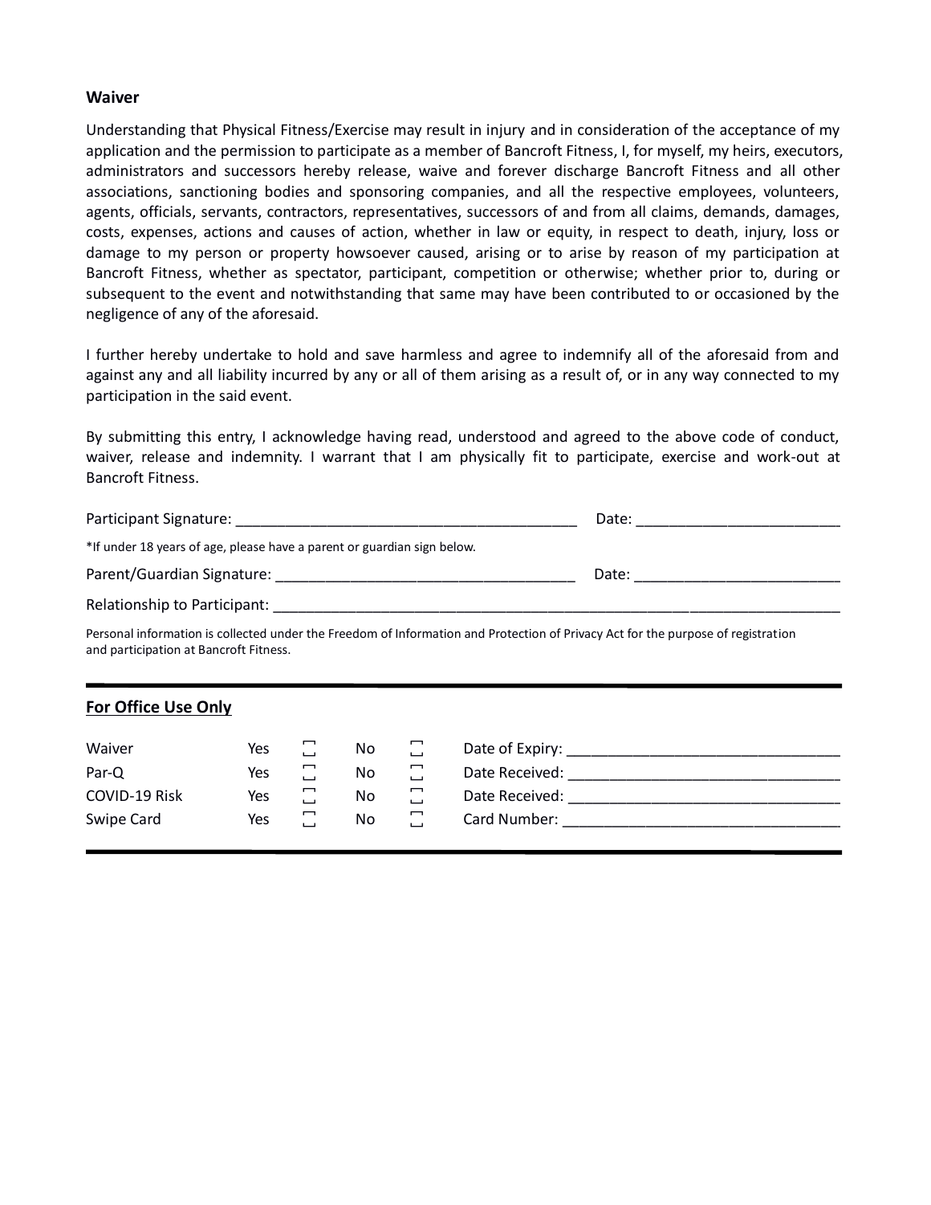### Waiver

Understanding that Physical Fitness/Exercise may result in injury and in consideration of the acceptance of my application and the permission to participate as a member of Bancroft Fitness, I, for myself, my heirs, executors, administrators and successors hereby release, waive and forever discharge Bancroft Fitness and all other associations, sanctioning bodies and sponsoring companies, and all the respective employees, volunteers, agents, officials, servants, contractors, representatives, successors of and from all claims, demands, damages, costs, expenses, actions and causes of action, whether in law or equity, in respect to death, injury, loss or damage to my person or property howsoever caused, arising or to arise by reason of my participation at Bancroft Fitness, whether as spectator, participant, competition or otherwise; whether prior to, during or subsequent to the event and notwithstanding that same may have been contributed to or occasioned by the negligence of any of the aforesaid.

I further hereby undertake to hold and save harmless and agree to indemnify all of the aforesaid from and against any and all liability incurred by any or all of them arising as a result of, or in any way connected to my participation in the said event.

By submitting this entry, I acknowledge having read, understood and agreed to the above code of conduct, waiver, release and indemnity. I warrant that I am physically fit to participate, exercise and work-out at Bancroft Fitness.

Participant Signature: ________________________________________ Date: ________________________

*If under 18 years of age, please have a parent or guardian sign below.

Parent/Guardian Signature: ____________________________________ Date: ________________________

Relationship to Participant: ______________________________________________________________________

Personal information is collected under the Freedom of Information and Protection of Privacy Act for the purpose of registration and participation at Bancroft Fitness.

---

**<u>For Office Use Only</u>**

| | | | | | |
|---|---|---|---|---|---|
| Waiver | Yes | ☐ | No | ☐ | Date of Expiry: ________________________________ |
| Par-Q | Yes | ☐ | No | ☐ | Date Received: ________________________________ |
| COVID-19 Risk | Yes | ☐ | No | ☐ | Date Received: ________________________________ |
| Swipe Card | Yes | ☐ | No | ☐ | Card Number: ________________________________ |